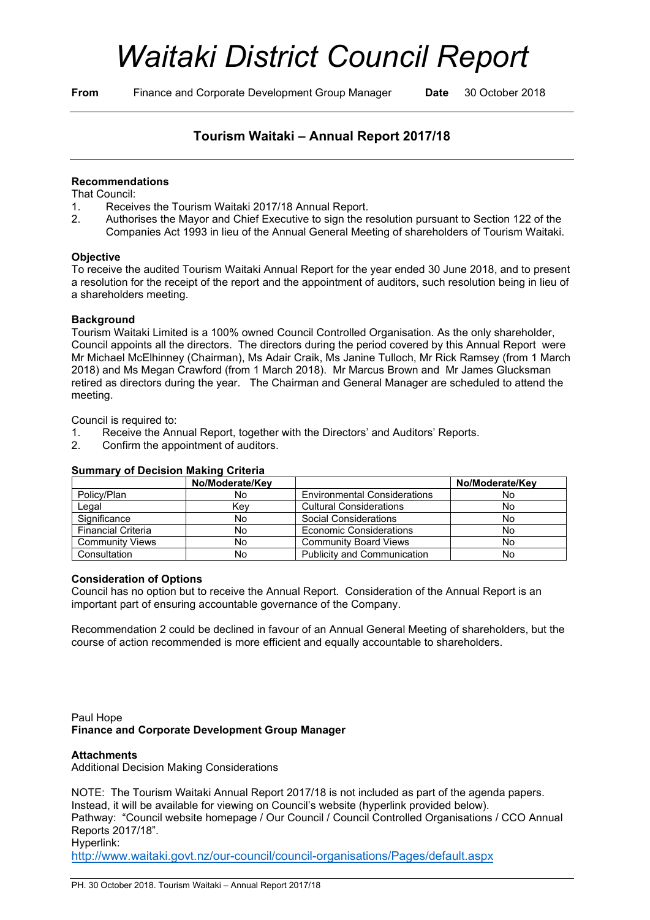# Waitaki District Council Report

**From** Finance and Corporate Development Group Manager **Date** 30 October 2018

## Tourism Waitaki – Annual Report 2017/18

### Recommendations

That Council:

1. Receives the Tourism Waitaki 2017/18 Annual Report.
2. Authorises the Mayor and Chief Executive to sign the resolution pursuant to Section 122 of the Companies Act 1993 in lieu of the Annual General Meeting of shareholders of Tourism Waitaki.

### Objective

To receive the audited Tourism Waitaki Annual Report for the year ended 30 June 2018, and to present a resolution for the receipt of the report and the appointment of auditors, such resolution being in lieu of a shareholders meeting.

### Background

Tourism Waitaki Limited is a 100% owned Council Controlled Organisation. As the only shareholder, Council appoints all the directors. The directors during the period covered by this Annual Report were Mr Michael McElhinney (Chairman), Ms Adair Craik, Ms Janine Tulloch, Mr Rick Ramsey (from 1 March 2018) and Ms Megan Crawford (from 1 March 2018). Mr Marcus Brown and Mr James Glucksman retired as directors during the year. The Chairman and General Manager are scheduled to attend the meeting.

Council is required to:

1. Receive the Annual Report, together with the Directors' and Auditors' Reports.
2. Confirm the appointment of auditors.

### Summary of Decision Making Criteria

| | No/Moderate/Key | | No/Moderate/Key |
|---|---|---|---|
| Policy/Plan | No | Environmental Considerations | No |
| Legal | Key | Cultural Considerations | No |
| Significance | No | Social Considerations | No |
| Financial Criteria | No | Economic Considerations | No |
| Community Views | No | Community Board Views | No |
| Consultation | No | Publicity and Communication | No |

### Consideration of Options

Council has no option but to receive the Annual Report. Consideration of the Annual Report is an important part of ensuring accountable governance of the Company.

Recommendation 2 could be declined in favour of an Annual General Meeting of shareholders, but the course of action recommended is more efficient and equally accountable to shareholders.

Paul Hope
**Finance and Corporate Development Group Manager**

### Attachments

Additional Decision Making Considerations

NOTE: The Tourism Waitaki Annual Report 2017/18 is not included as part of the agenda papers. Instead, it will be available for viewing on Council's website (hyperlink provided below).
Pathway: "Council website homepage / Our Council / Council Controlled Organisations / CCO Annual Reports 2017/18".
Hyperlink:
http://www.waitaki.govt.nz/our-council/council-organisations/Pages/default.aspx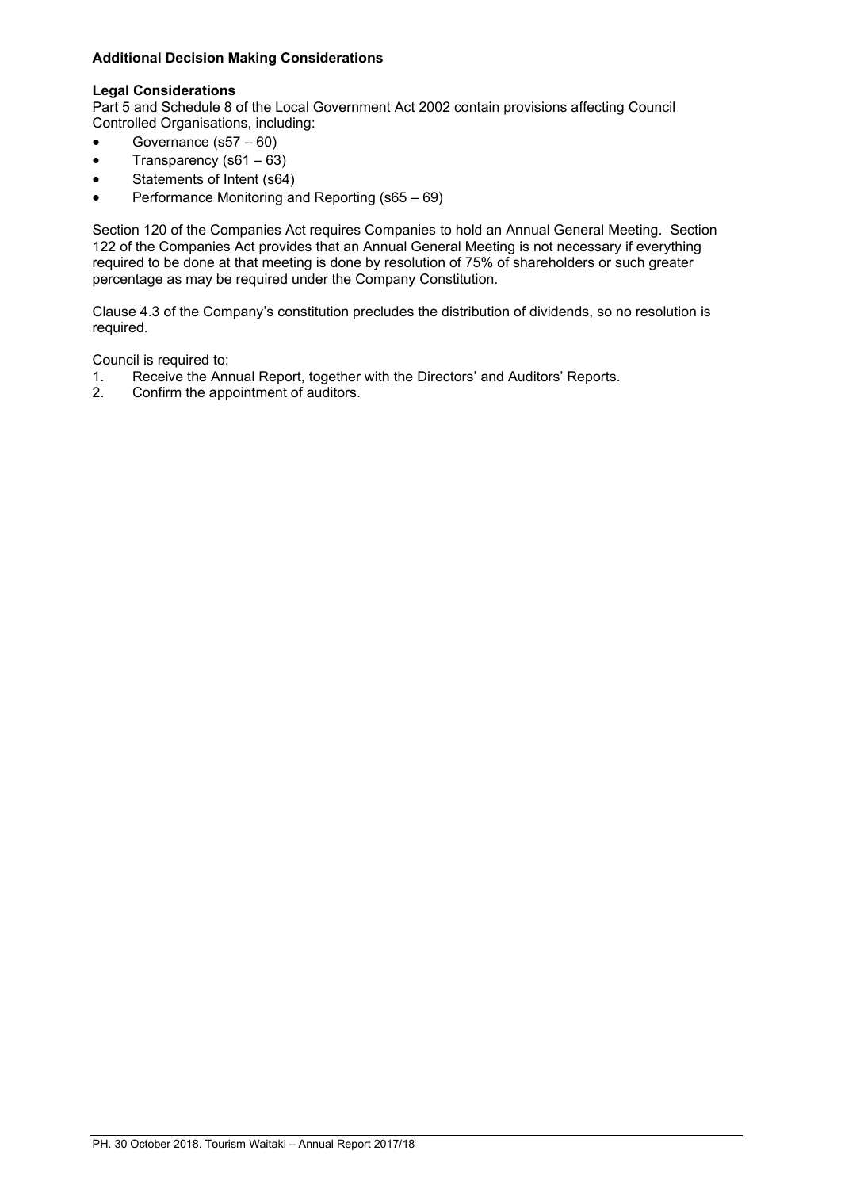**Additional Decision Making Considerations**

**Legal Considerations**

Part 5 and Schedule 8 of the Local Government Act 2002 contain provisions affecting Council Controlled Organisations, including:

- Governance (s57 – 60)
- Transparency (s61 – 63)
- Statements of Intent (s64)
- Performance Monitoring and Reporting (s65 – 69)

Section 120 of the Companies Act requires Companies to hold an Annual General Meeting. Section 122 of the Companies Act provides that an Annual General Meeting is not necessary if everything required to be done at that meeting is done by resolution of 75% of shareholders or such greater percentage as may be required under the Company Constitution.

Clause 4.3 of the Company's constitution precludes the distribution of dividends, so no resolution is required.

Council is required to:

1. Receive the Annual Report, together with the Directors' and Auditors' Reports.
2. Confirm the appointment of auditors.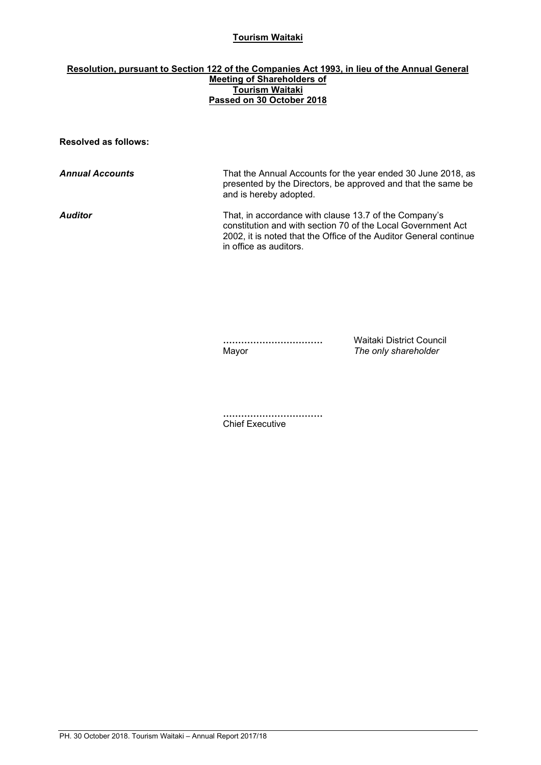**Tourism Waitaki**

**Resolution, pursuant to Section 122 of the Companies Act 1993, in lieu of the Annual General Meeting of Shareholders of Tourism Waitaki Passed on 30 October 2018**

**Resolved as follows:**

***Annual Accounts*** That the Annual Accounts for the year ended 30 June 2018, as presented by the Directors, be approved and that the same be and is hereby adopted.

***Auditor*** That, in accordance with clause 13.7 of the Company's constitution and with section 70 of the Local Government Act 2002, it is noted that the Office of the Auditor General continue in office as auditors.

**……………………………**
Mayor

Waitaki District Council
*The only shareholder*

**……………………………**
Chief Executive